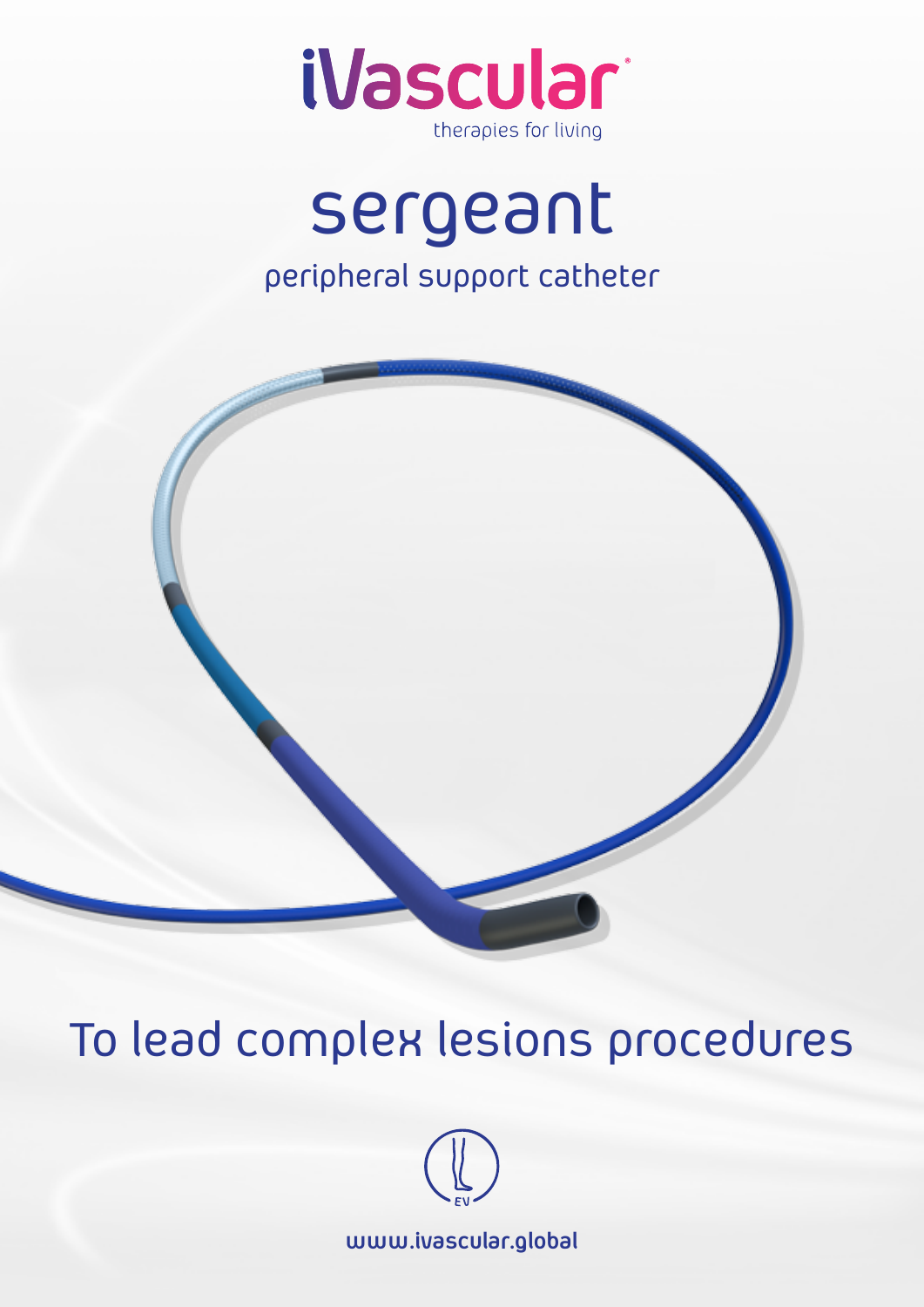iVascular

therapies for living

# sergeant

## peripheral support catheter

## To lead complex lesions procedures

EV

www.ivascular.global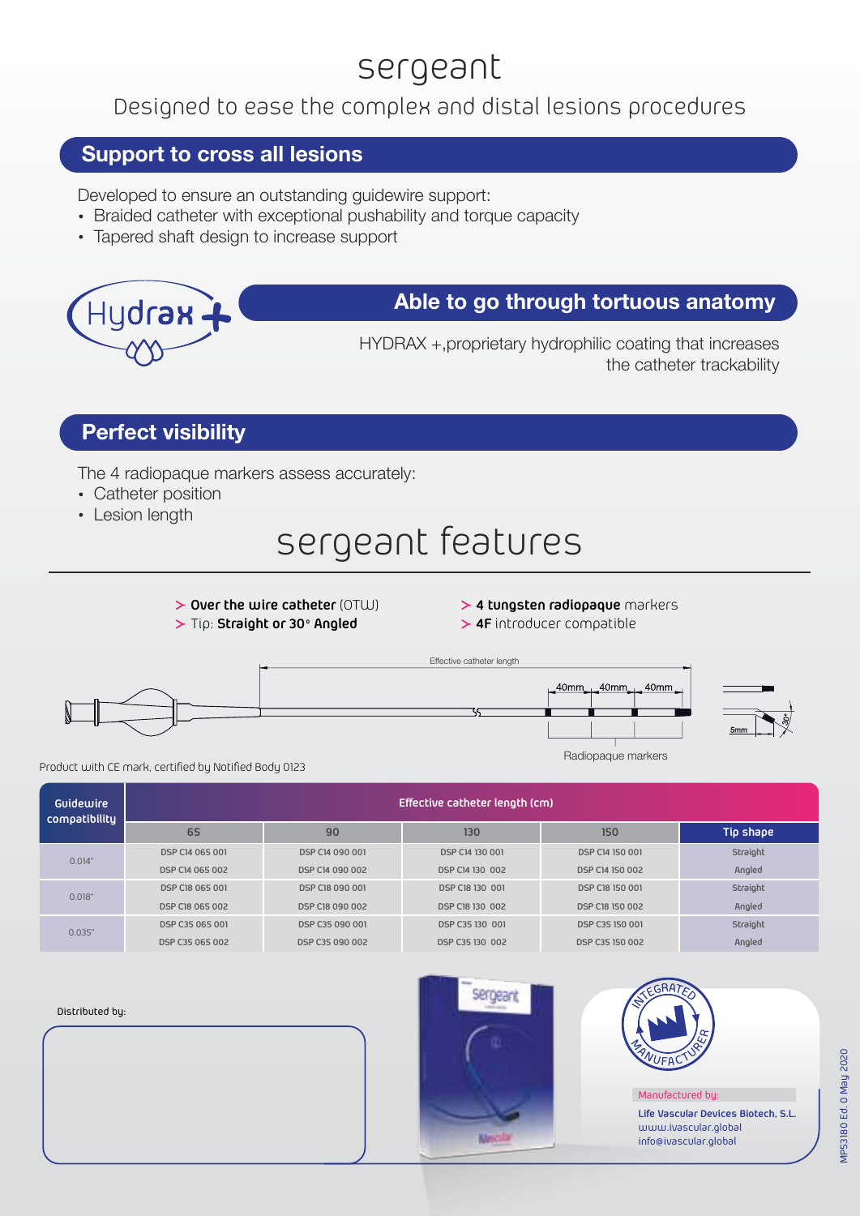# sergeant

Designed to ease the complex and distal lesions procedures

## Support to cross all lesions

Developed to ensure an outstanding guidewire support:

- Braided catheter with exceptional pushability and torque capacity
- Tapered shaft design to increase support

Hydrax +

## Able to go through tortuous anatomy

HYDRAX +,proprietary hydrophilic coating that increases the catheter trackability

## Perfect visibility

The 4 radiopaque markers assess accurately:

- Catheter position
- Lesion length

# sergeant features

> **Over the wire catheter** (OTW)
> Tip: **Straight or 30° Angled**
> **4 tungsten radiopaque** markers
> **4F** introducer compatible

Effective catheter length

40mm 40mm 40mm

Radiopaque markers

5mm

30°

Product with CE mark, certified by Notified Body 0123

| Guidewire compatibility | Effective catheter length (cm) | | | | |
|---|---|---|---|---|---|
| | 65 | 90 | 130 | 150 | Tip shape |
| 0.014" | DSP C14 065 001 | DSP C14 090 001 | DSP C14 130 001 | DSP C14 150 001 | Straight |
| | DSP C14 065 002 | DSP C14 090 002 | DSP C14 130 002 | DSP C14 150 002 | Angled |
| 0.018" | DSP C18 065 001 | DSP C18 090 001 | DSP C18 130 001 | DSP C18 150 001 | Straight |
| | DSP C18 065 002 | DSP C18 090 002 | DSP C18 130 002 | DSP C18 150 002 | Angled |
| 0.035" | DSP C35 065 001 | DSP C35 090 001 | DSP C35 130 001 | DSP C35 150 001 | Straight |
| | DSP C35 065 002 | DSP C35 090 002 | DSP C35 130 002 | DSP C35 150 002 | Angled |

Distributed by:

INTEGRATED MANUFACTURER

Manufactured by:

**Life Vascular Devices Biotech, S.L.**
www.ivascular.global
info@ivascular.global

MPS3180 Ed. 0 May 2020